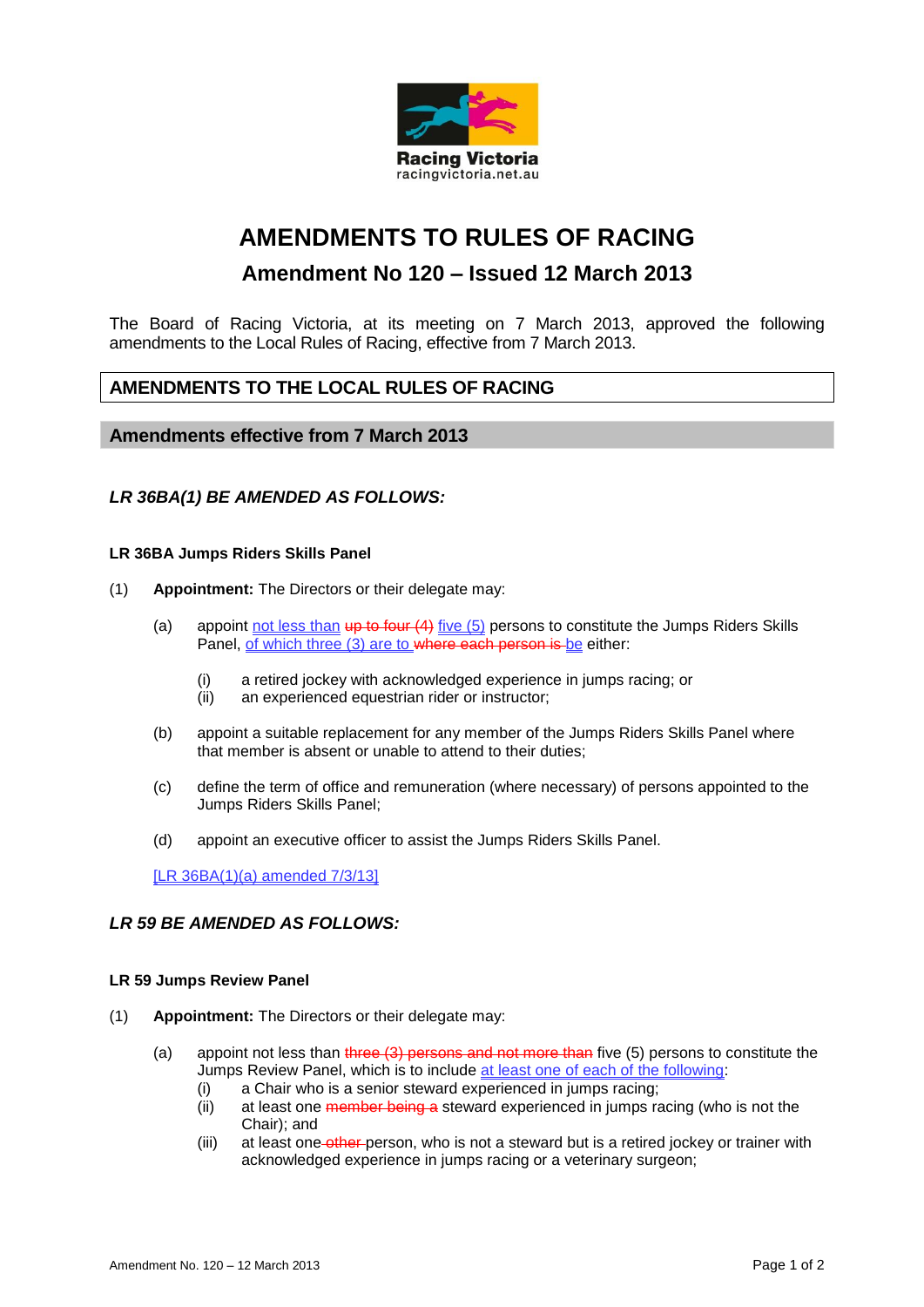Racing Victoria
racingvictoria.net.au

# AMENDMENTS TO RULES OF RACING

## Amendment No 120 – Issued 12 March 2013

The Board of Racing Victoria, at its meeting on 7 March 2013, approved the following amendments to the Local Rules of Racing, effective from 7 March 2013.

## AMENDMENTS TO THE LOCAL RULES OF RACING

### Amendments effective from 7 March 2013

### *LR 36BA(1) BE AMENDED AS FOLLOWS:*

**LR 36BA Jumps Riders Skills Panel**

(1) **Appointment:** The Directors or their delegate may:

(a) appoint not less than ~~up to four (4)~~ five (5) persons to constitute the Jumps Riders Skills Panel, of which three (3) are to ~~where each person is~~ be either:

(i) a retired jockey with acknowledged experience in jumps racing; or
(ii) an experienced equestrian rider or instructor;

(b) appoint a suitable replacement for any member of the Jumps Riders Skills Panel where that member is absent or unable to attend to their duties;

(c) define the term of office and remuneration (where necessary) of persons appointed to the Jumps Riders Skills Panel;

(d) appoint an executive officer to assist the Jumps Riders Skills Panel.

[LR 36BA(1)(a) amended 7/3/13]

### *LR 59 BE AMENDED AS FOLLOWS:*

**LR 59 Jumps Review Panel**

(1) **Appointment:** The Directors or their delegate may:

(a) appoint not less than ~~three (3) persons and not more than~~ five (5) persons to constitute the Jumps Review Panel, which is to include at least one of each of the following:

(i) a Chair who is a senior steward experienced in jumps racing;
(ii) at least one ~~member being a~~ steward experienced in jumps racing (who is not the Chair); and
(iii) at least one ~~other~~ person, who is not a steward but is a retired jockey or trainer with acknowledged experience in jumps racing or a veterinary surgeon;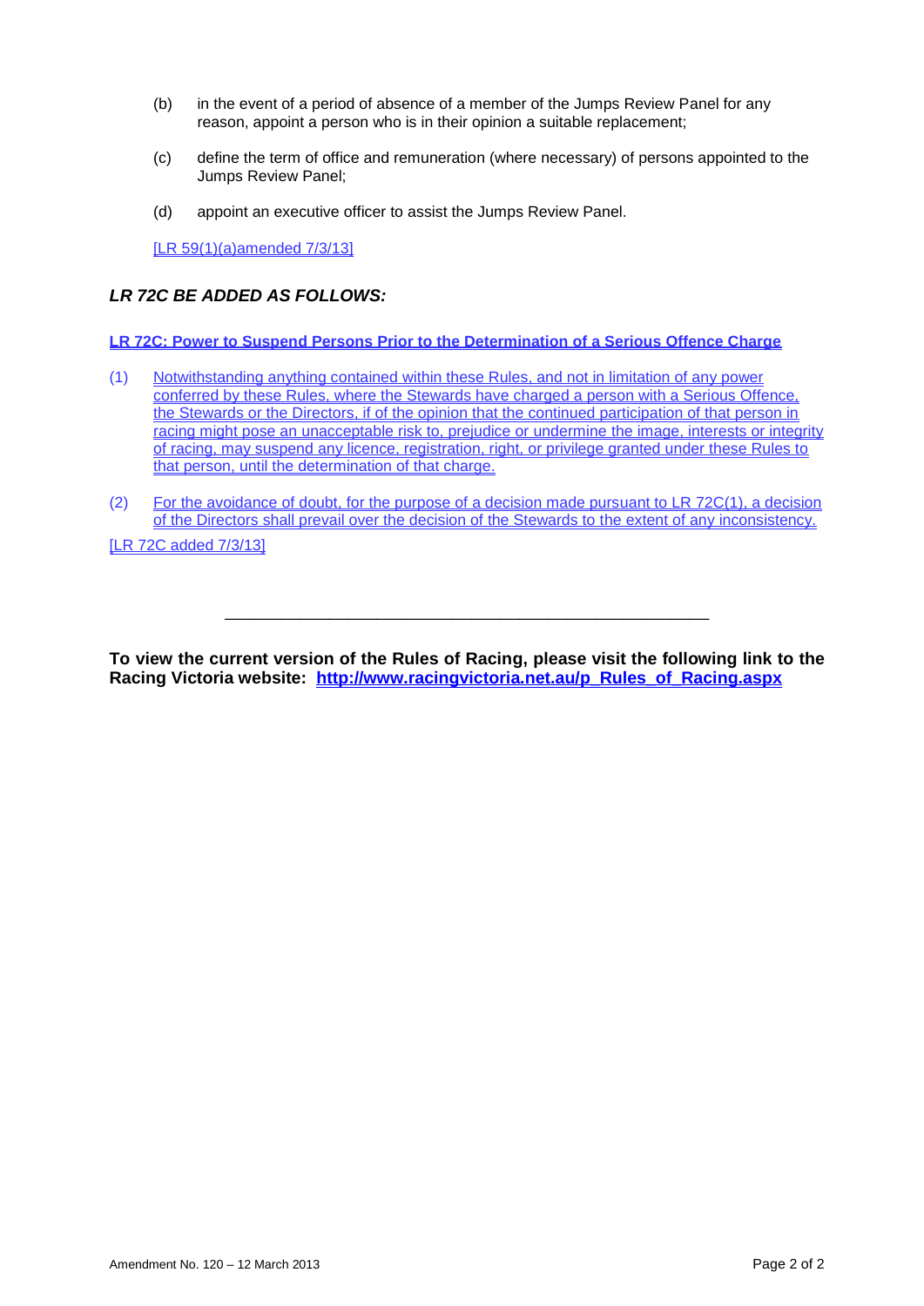(b) in the event of a period of absence of a member of the Jumps Review Panel for any reason, appoint a person who is in their opinion a suitable replacement;

(c) define the term of office and remuneration (where necessary) of persons appointed to the Jumps Review Panel;

(d) appoint an executive officer to assist the Jumps Review Panel.

[LR 59(1)(a)amended 7/3/13]

### *LR 72C BE ADDED AS FOLLOWS:*

**LR 72C: Power to Suspend Persons Prior to the Determination of a Serious Offence Charge**

(1) Notwithstanding anything contained within these Rules, and not in limitation of any power conferred by these Rules, where the Stewards have charged a person with a Serious Offence, the Stewards or the Directors, if of the opinion that the continued participation of that person in racing might pose an unacceptable risk to, prejudice or undermine the image, interests or integrity of racing, may suspend any licence, registration, right, or privilege granted under these Rules to that person, until the determination of that charge.

(2) For the avoidance of doubt, for the purpose of a decision made pursuant to LR 72C(1), a decision of the Directors shall prevail over the decision of the Stewards to the extent of any inconsistency.

[LR 72C added 7/3/13]

---

**To view the current version of the Rules of Racing, please visit the following link to the Racing Victoria website: http://www.racingvictoria.net.au/p_Rules_of_Racing.aspx**

Amendment No. 120 – 12 March 2013